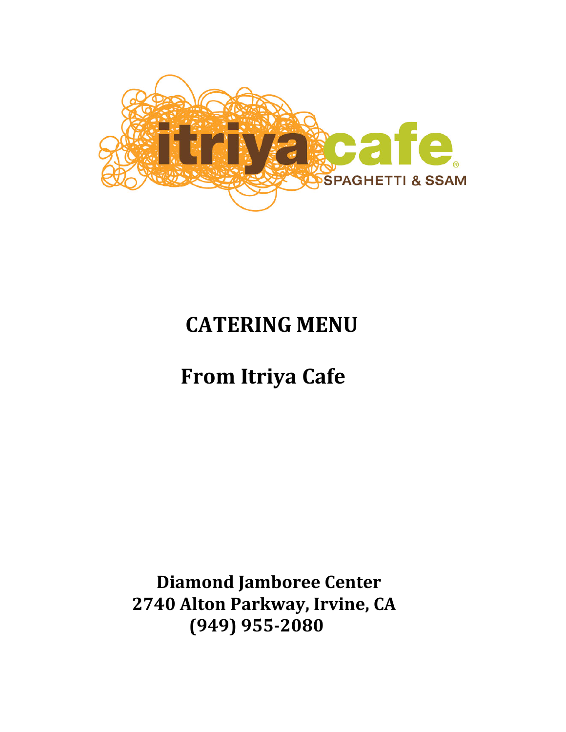itriya cafe®

SPAGHETTI & SSAM

# CATERING MENU

# From Itriya Cafe

**Diamond Jamboree Center**
**2740 Alton Parkway, Irvine, CA**
**(949) 955-2080**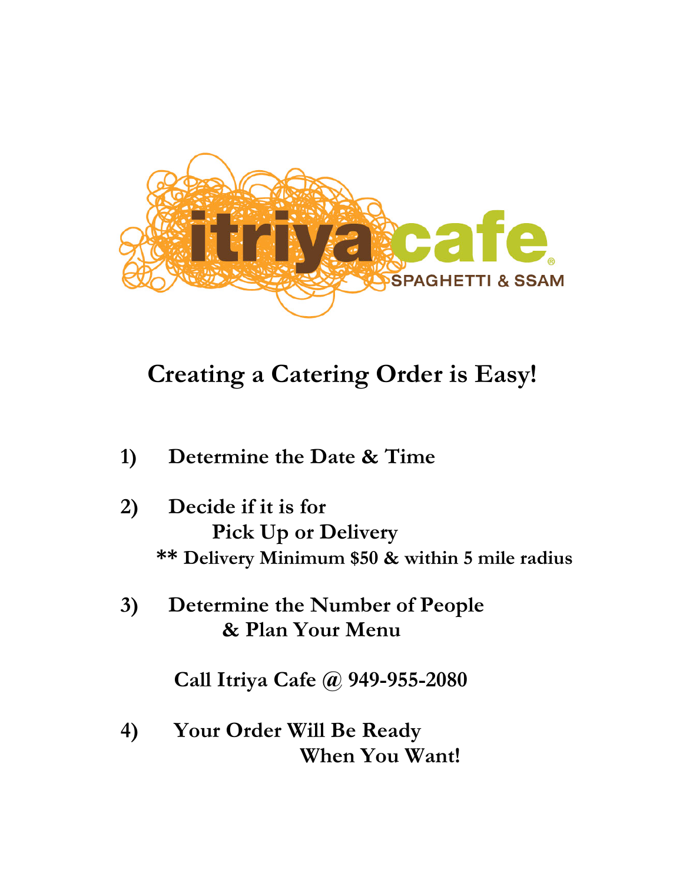itriya cafe®

SPAGHETTI & SSAM

# Creating a Catering Order is Easy!

1) **Determine the Date & Time**

2) **Decide if it is for Pick Up or Delivery**

   ** **Delivery Minimum $50 & within 5 mile radius**

3) **Determine the Number of People & Plan Your Menu**

   **Call Itriya Cafe @ 949-955-2080**

4) **Your Order Will Be Ready When You Want!**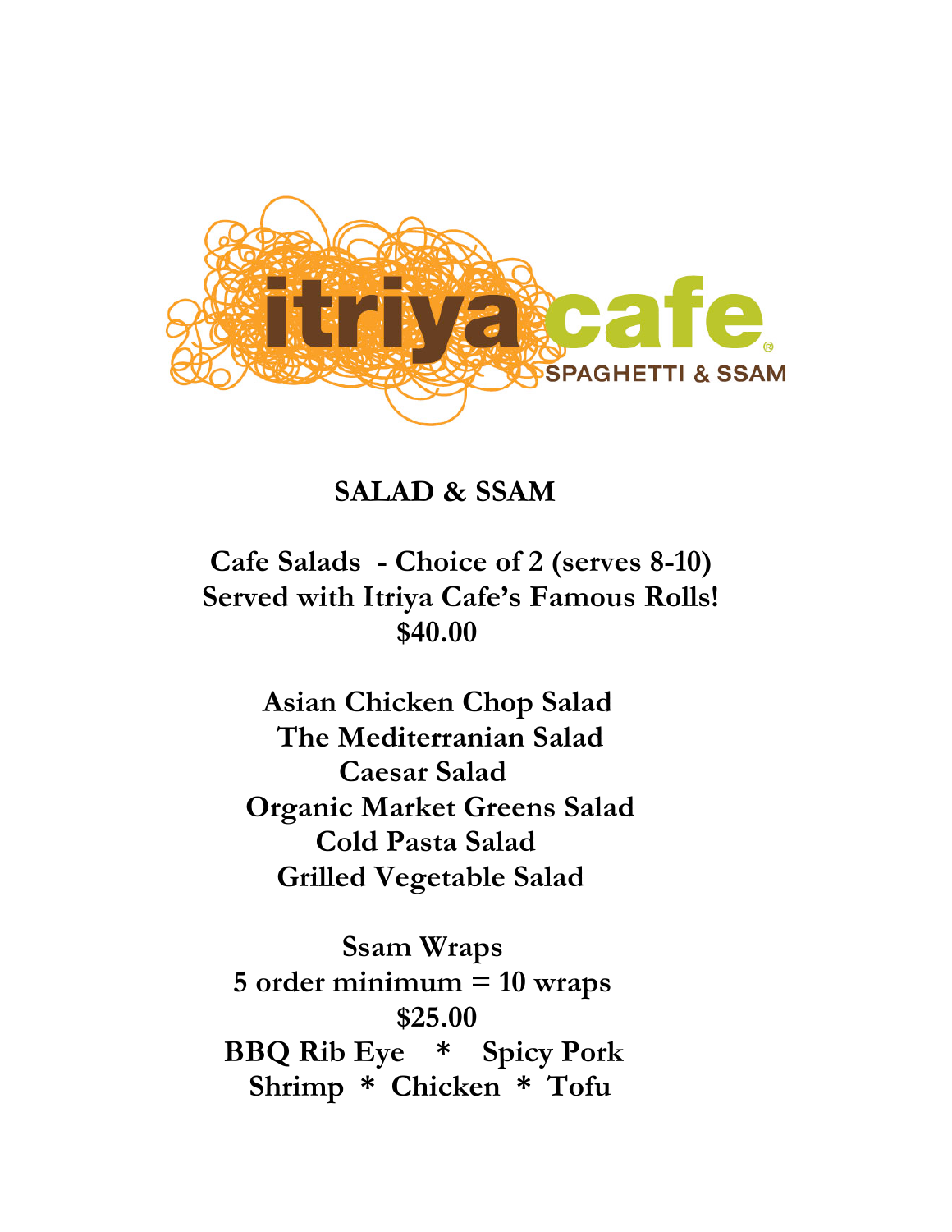itriya cafe
SPAGHETTI & SSAM

## SALAD & SSAM

**Cafe Salads - Choice of 2 (serves 8-10)**
**Served with Itriya Cafe's Famous Rolls!**
**$40.00**

**Asian Chicken Chop Salad**
**The Mediterranian Salad**
**Caesar Salad**
**Organic Market Greens Salad**
**Cold Pasta Salad**
**Grilled Vegetable Salad**

**Ssam Wraps**
**5 order minimum = 10 wraps**
**$25.00**
**BBQ Rib Eye * Spicy Pork**
**Shrimp * Chicken * Tofu**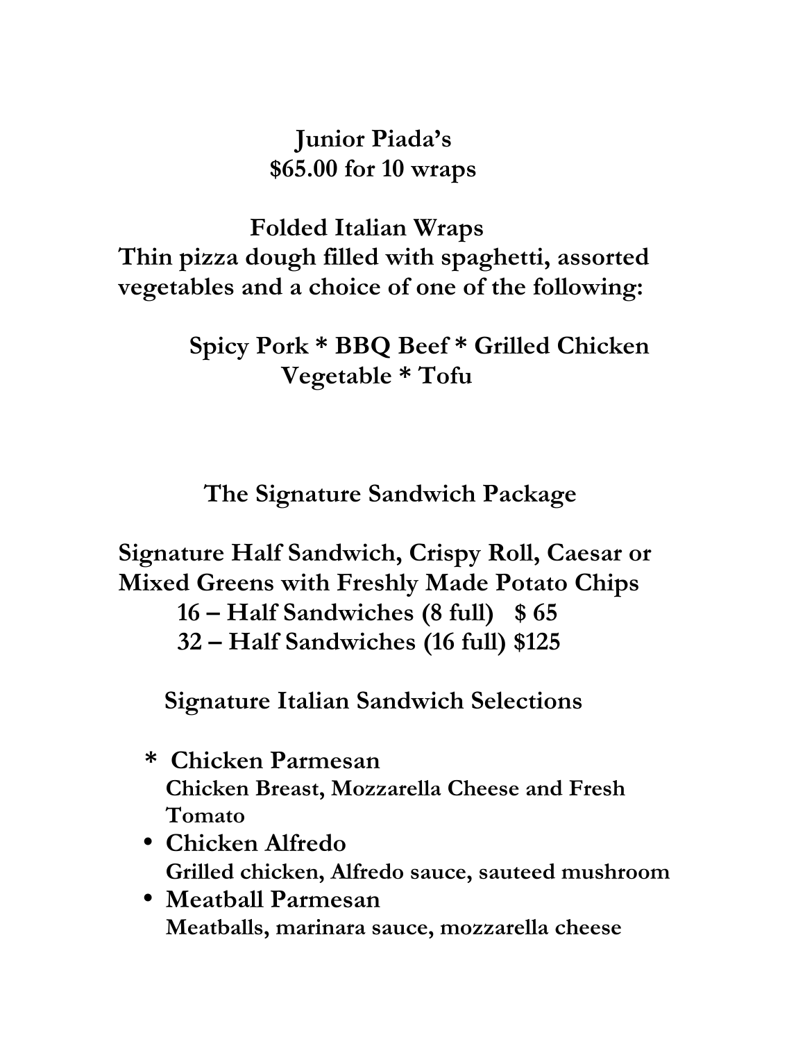## Junior Piada's
**$65.00 for 10 wraps**

### Folded Italian Wraps

**Thin pizza dough filled with spaghetti, assorted vegetables and a choice of one of the following:**

**Spicy Pork * BBQ Beef * Grilled Chicken**
**Vegetable * Tofu**

## The Signature Sandwich Package

**Signature Half Sandwich, Crispy Roll, Caesar or Mixed Greens with Freshly Made Potato Chips**

**16 – Half Sandwiches (8 full) $ 65**
**32 – Half Sandwiches (16 full) $125**

### Signature Italian Sandwich Selections

- **Chicken Parmesan**
  **Chicken Breast, Mozzarella Cheese and Fresh Tomato**
- **Chicken Alfredo**
  **Grilled chicken, Alfredo sauce, sauteed mushroom**
- **Meatball Parmesan**
  **Meatballs, marinara sauce, mozzarella cheese**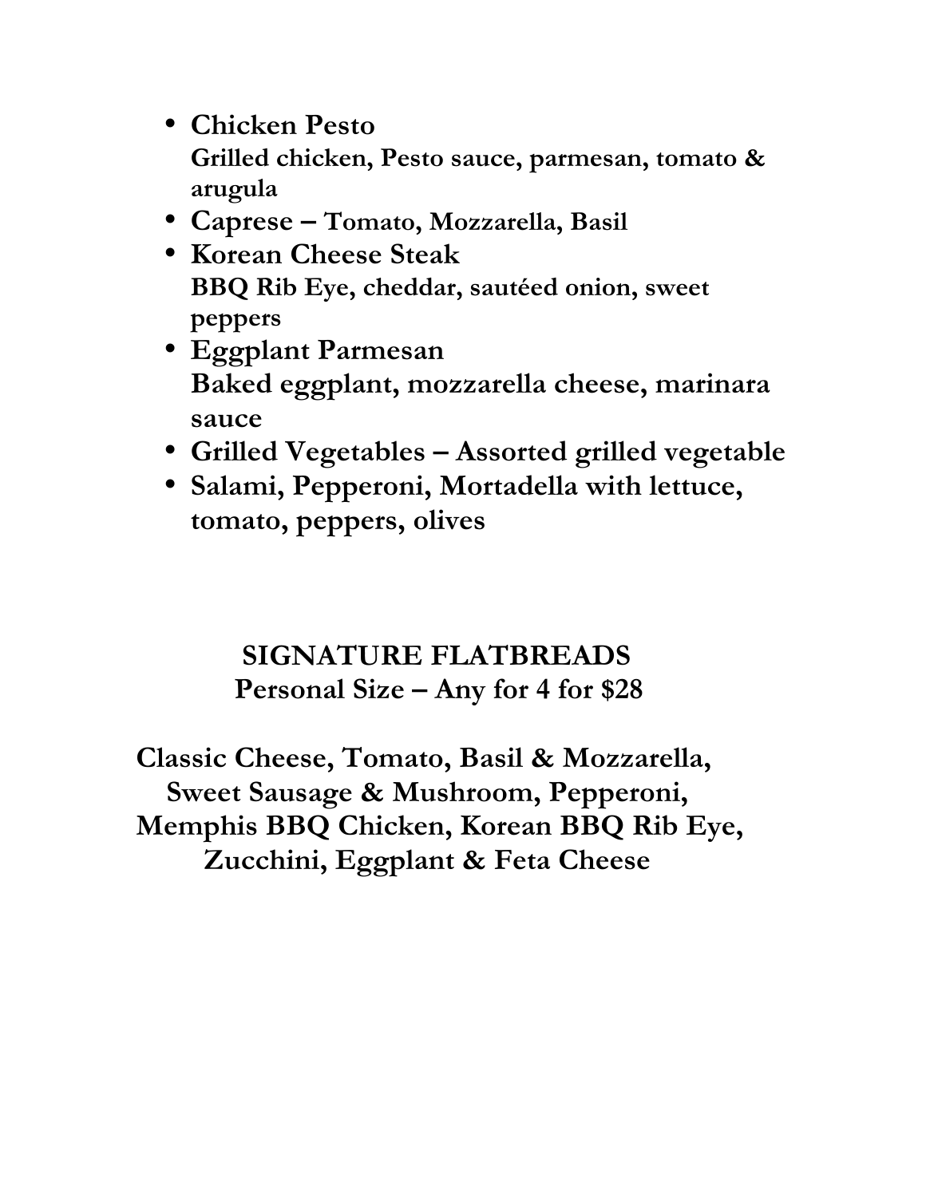- **Chicken Pesto**
  **Grilled chicken, Pesto sauce, parmesan, tomato & arugula**
- **Caprese – Tomato, Mozzarella, Basil**
- **Korean Cheese Steak**
  **BBQ Rib Eye, cheddar, sautéed onion, sweet peppers**
- **Eggplant Parmesan**
  **Baked eggplant, mozzarella cheese, marinara sauce**
- **Grilled Vegetables – Assorted grilled vegetable**
- **Salami, Pepperoni, Mortadella with lettuce, tomato, peppers, olives**

## SIGNATURE FLATBREADS

**Personal Size – Any for 4 for $28**

**Classic Cheese, Tomato, Basil & Mozzarella, Sweet Sausage & Mushroom, Pepperoni, Memphis BBQ Chicken, Korean BBQ Rib Eye, Zucchini, Eggplant & Feta Cheese**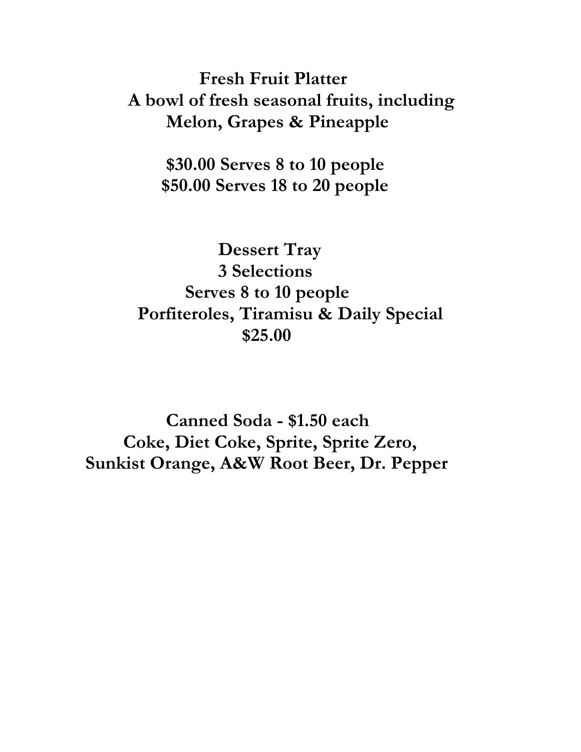## Fresh Fruit Platter

**A bowl of fresh seasonal fruits, including Melon, Grapes & Pineapple**

**$30.00 Serves 8 to 10 people**
**$50.00 Serves 18 to 20 people**

## Dessert Tray

**3 Selections**
**Serves 8 to 10 people**
**Porfiteroles, Tiramisu & Daily Special**
**$25.00**

## Canned Soda - $1.50 each

**Coke, Diet Coke, Sprite, Sprite Zero, Sunkist Orange, A&W Root Beer, Dr. Pepper**